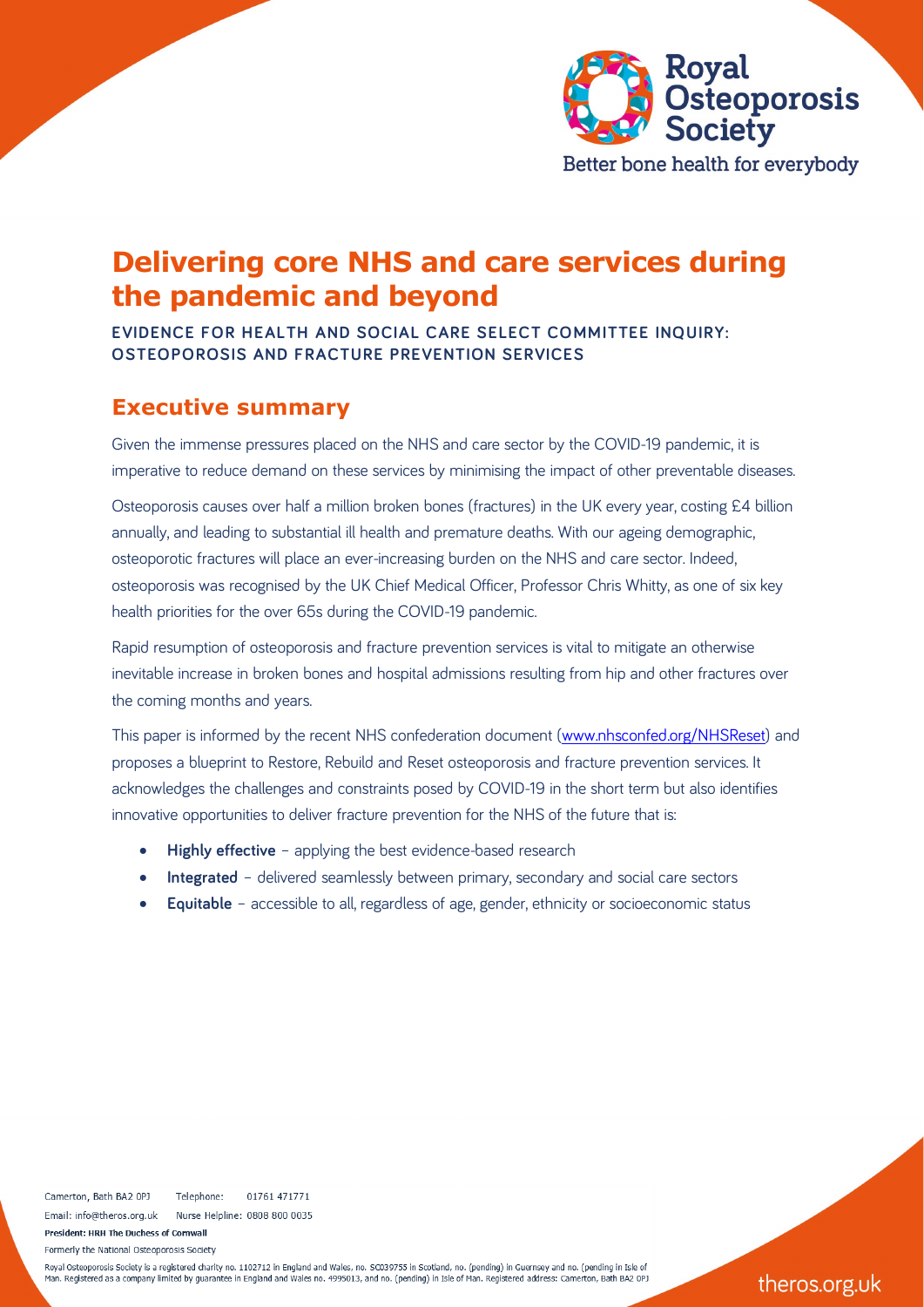Royal Osteoporosis Society

Better bone health for everybody

# Delivering core NHS and care services during the pandemic and beyond

**EVIDENCE FOR HEALTH AND SOCIAL CARE SELECT COMMITTEE INQUIRY: OSTEOPOROSIS AND FRACTURE PREVENTION SERVICES**

## Executive summary

Given the immense pressures placed on the NHS and care sector by the COVID-19 pandemic, it is imperative to reduce demand on these services by minimising the impact of other preventable diseases.

Osteoporosis causes over half a million broken bones (fractures) in the UK every year, costing £4 billion annually, and leading to substantial ill health and premature deaths. With our ageing demographic, osteoporotic fractures will place an ever-increasing burden on the NHS and care sector. Indeed, osteoporosis was recognised by the UK Chief Medical Officer, Professor Chris Whitty, as one of six key health priorities for the over 65s during the COVID-19 pandemic.

Rapid resumption of osteoporosis and fracture prevention services is vital to mitigate an otherwise inevitable increase in broken bones and hospital admissions resulting from hip and other fractures over the coming months and years.

This paper is informed by the recent NHS confederation document (www.nhsconfed.org/NHSReset) and proposes a blueprint to Restore, Rebuild and Reset osteoporosis and fracture prevention services. It acknowledges the challenges and constraints posed by COVID-19 in the short term but also identifies innovative opportunities to deliver fracture prevention for the NHS of the future that is:

- **Highly effective** – applying the best evidence-based research
- **Integrated** – delivered seamlessly between primary, secondary and social care sectors
- **Equitable** – accessible to all, regardless of age, gender, ethnicity or socioeconomic status

Camerton, Bath BA2 0PJ Telephone: 01761 471771
Email: info@theros.org.uk Nurse Helpline: 0808 800 0035
**President: HRH The Duchess of Cornwall**
Formerly the National Osteoporosis Society
Royal Osteoporosis Society is a registered charity no. 1102712 in England and Wales, no. SC039755 in Scotland, no. (pending) in Guernsey and no. (pending in Isle of Man. Registered as a company limited by guarantee in England and Wales no. 4995013, and no. (pending) in Isle of Man. Registered address: Camerton, Bath BA2 0PJ

theros.org.uk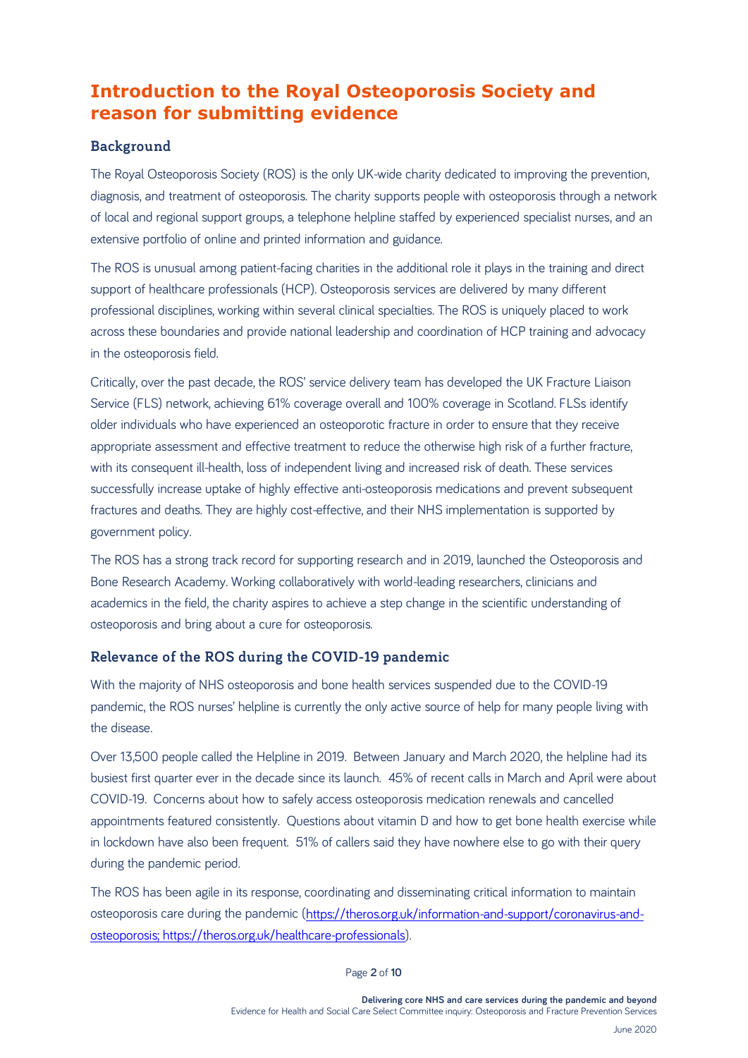# Introduction to the Royal Osteoporosis Society and reason for submitting evidence

## Background

The Royal Osteoporosis Society (ROS) is the only UK-wide charity dedicated to improving the prevention, diagnosis, and treatment of osteoporosis. The charity supports people with osteoporosis through a network of local and regional support groups, a telephone helpline staffed by experienced specialist nurses, and an extensive portfolio of online and printed information and guidance.

The ROS is unusual among patient-facing charities in the additional role it plays in the training and direct support of healthcare professionals (HCP). Osteoporosis services are delivered by many different professional disciplines, working within several clinical specialties. The ROS is uniquely placed to work across these boundaries and provide national leadership and coordination of HCP training and advocacy in the osteoporosis field.

Critically, over the past decade, the ROS' service delivery team has developed the UK Fracture Liaison Service (FLS) network, achieving 61% coverage overall and 100% coverage in Scotland. FLSs identify older individuals who have experienced an osteoporotic fracture in order to ensure that they receive appropriate assessment and effective treatment to reduce the otherwise high risk of a further fracture, with its consequent ill-health, loss of independent living and increased risk of death. These services successfully increase uptake of highly effective anti-osteoporosis medications and prevent subsequent fractures and deaths. They are highly cost-effective, and their NHS implementation is supported by government policy.

The ROS has a strong track record for supporting research and in 2019, launched the Osteoporosis and Bone Research Academy. Working collaboratively with world-leading researchers, clinicians and academics in the field, the charity aspires to achieve a step change in the scientific understanding of osteoporosis and bring about a cure for osteoporosis.

## Relevance of the ROS during the COVID-19 pandemic

With the majority of NHS osteoporosis and bone health services suspended due to the COVID-19 pandemic, the ROS nurses' helpline is currently the only active source of help for many people living with the disease.

Over 13,500 people called the Helpline in 2019. Between January and March 2020, the helpline had its busiest first quarter ever in the decade since its launch. 45% of recent calls in March and April were about COVID-19. Concerns about how to safely access osteoporosis medication renewals and cancelled appointments featured consistently. Questions about vitamin D and how to get bone health exercise while in lockdown have also been frequent. 51% of callers said they have nowhere else to go with their query during the pandemic period.

The ROS has been agile in its response, coordinating and disseminating critical information to maintain osteoporosis care during the pandemic (https://theros.org.uk/information-and-support/coronavirus-and-osteoporosis; https://theros.org.uk/healthcare-professionals).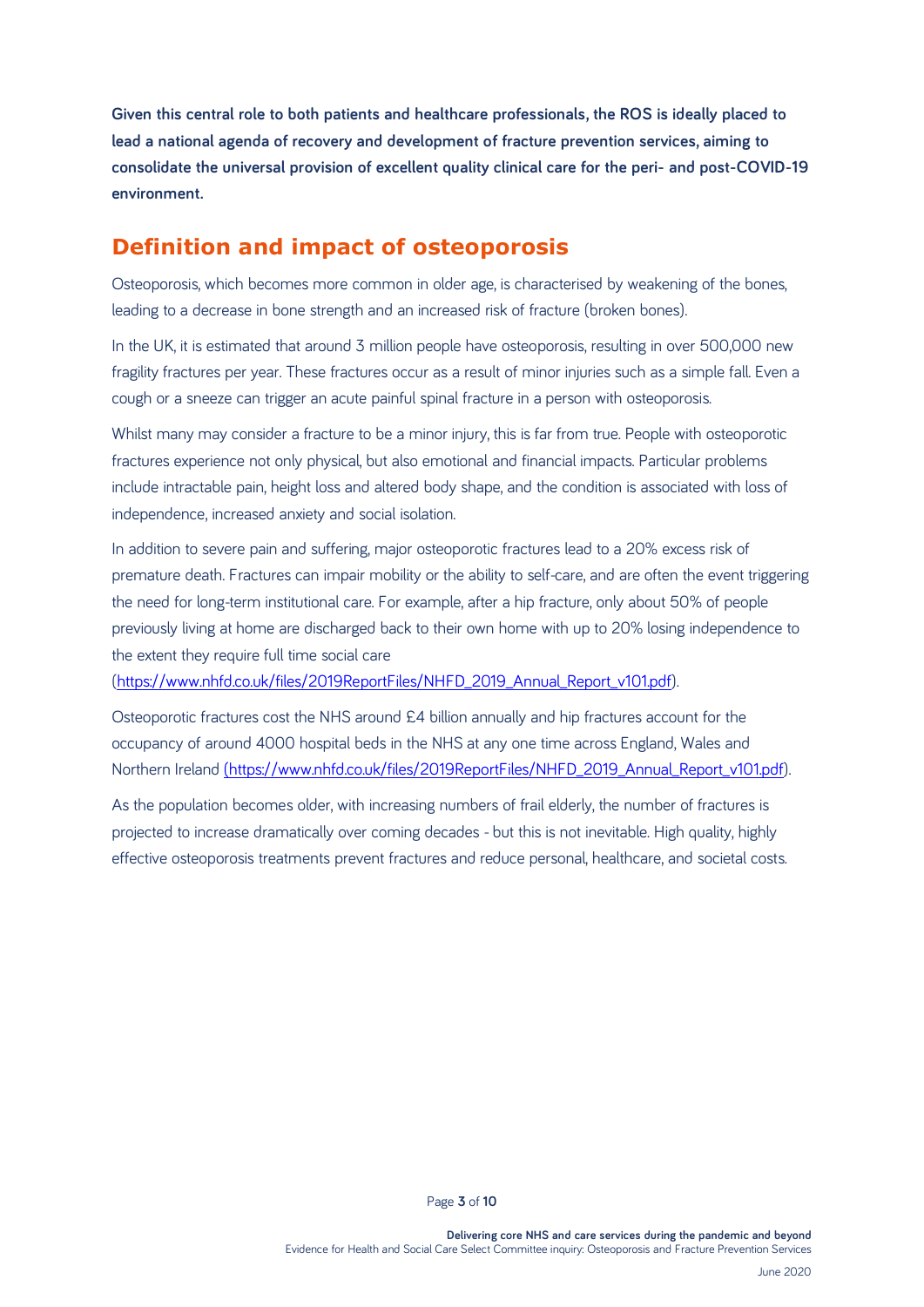**Given this central role to both patients and healthcare professionals, the ROS is ideally placed to lead a national agenda of recovery and development of fracture prevention services, aiming to consolidate the universal provision of excellent quality clinical care for the peri- and post-COVID-19 environment.**

## Definition and impact of osteoporosis

Osteoporosis, which becomes more common in older age, is characterised by weakening of the bones, leading to a decrease in bone strength and an increased risk of fracture (broken bones).

In the UK, it is estimated that around 3 million people have osteoporosis, resulting in over 500,000 new fragility fractures per year. These fractures occur as a result of minor injuries such as a simple fall. Even a cough or a sneeze can trigger an acute painful spinal fracture in a person with osteoporosis.

Whilst many may consider a fracture to be a minor injury, this is far from true. People with osteoporotic fractures experience not only physical, but also emotional and financial impacts. Particular problems include intractable pain, height loss and altered body shape, and the condition is associated with loss of independence, increased anxiety and social isolation.

In addition to severe pain and suffering, major osteoporotic fractures lead to a 20% excess risk of premature death. Fractures can impair mobility or the ability to self-care, and are often the event triggering the need for long-term institutional care. For example, after a hip fracture, only about 50% of people previously living at home are discharged back to their own home with up to 20% losing independence to the extent they require full time social care (https://www.nhfd.co.uk/files/2019ReportFiles/NHFD_2019_Annual_Report_v101.pdf).

Osteoporotic fractures cost the NHS around £4 billion annually and hip fractures account for the occupancy of around 4000 hospital beds in the NHS at any one time across England, Wales and Northern Ireland (https://www.nhfd.co.uk/files/2019ReportFiles/NHFD_2019_Annual_Report_v101.pdf).

As the population becomes older, with increasing numbers of frail elderly, the number of fractures is projected to increase dramatically over coming decades - but this is not inevitable. High quality, highly effective osteoporosis treatments prevent fractures and reduce personal, healthcare, and societal costs.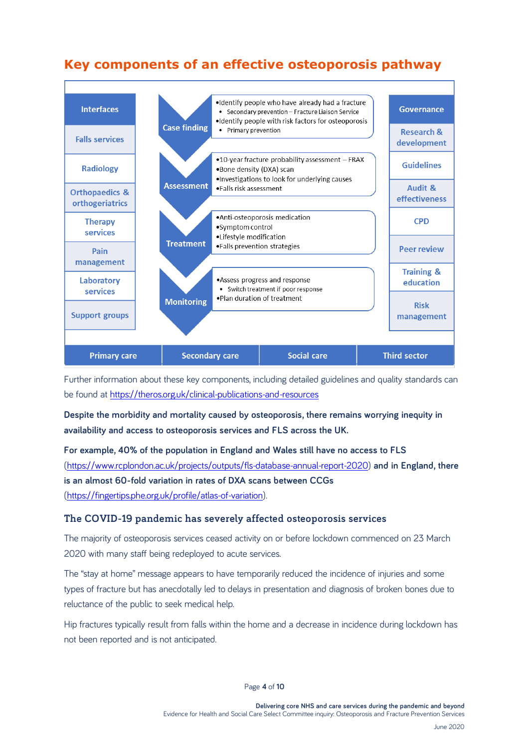## Key components of an effective osteoporosis pathway

**Interfaces**
- Falls services
- Radiology
- Orthopaedics & orthogeriatrics
- Therapy services
- Pain management
- Laboratory services
- Support groups

**Case finding**
- Identify people who have already had a fracture
  - Secondary prevention – Fracture Liaison Service
- Identify people with risk factors for osteoporosis
  - Primary prevention

**Assessment**
- 10-year fracture probability assessment – FRAX
- Bone density (DXA) scan
- Investigations to look for underlying causes
- Falls risk assessment

**Treatment**
- Anti-osteoporosis medication
- Symptom control
- Lifestyle modification
- Falls prevention strategies

**Monitoring**
- Assess progress and response
  - Switch treatment if poor response
- Plan duration of treatment

**Governance**
- Research & development
- Guidelines
- Audit & effectiveness
- CPD
- Peer review
- Training & education
- Risk management

Primary care | Secondary care | Social care | Third sector

Further information about these key components, including detailed guidelines and quality standards can be found at https://theros.org.uk/clinical-publications-and-resources

**Despite the morbidity and mortality caused by osteoporosis, there remains worrying inequity in availability and access to osteoporosis services and FLS across the UK.**

**For example, 40% of the population in England and Wales still have no access to FLS** (https://www.rcplondon.ac.uk/projects/outputs/fls-database-annual-report-2020) **and in England, there is an almost 60-fold variation in rates of DXA scans between CCGs** (https://fingertips.phe.org.uk/profile/atlas-of-variation).

### The COVID-19 pandemic has severely affected osteoporosis services

The majority of osteoporosis services ceased activity on or before lockdown commenced on 23 March 2020 with many staff being redeployed to acute services.

The "stay at home" message appears to have temporarily reduced the incidence of injuries and some types of fracture but has anecdotally led to delays in presentation and diagnosis of broken bones due to reluctance of the public to seek medical help.

Hip fractures typically result from falls within the home and a decrease in incidence during lockdown has not been reported and is not anticipated.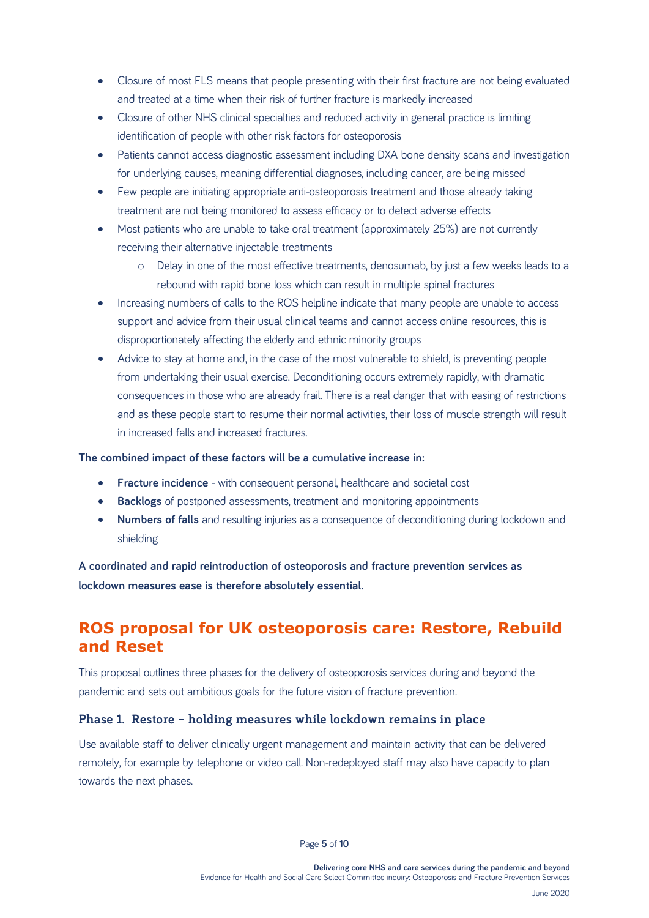- Closure of most FLS means that people presenting with their first fracture are not being evaluated and treated at a time when their risk of further fracture is markedly increased
- Closure of other NHS clinical specialties and reduced activity in general practice is limiting identification of people with other risk factors for osteoporosis
- Patients cannot access diagnostic assessment including DXA bone density scans and investigation for underlying causes, meaning differential diagnoses, including cancer, are being missed
- Few people are initiating appropriate anti-osteoporosis treatment and those already taking treatment are not being monitored to assess efficacy or to detect adverse effects
- Most patients who are unable to take oral treatment (approximately 25%) are not currently receiving their alternative injectable treatments
    - Delay in one of the most effective treatments, denosumab, by just a few weeks leads to a rebound with rapid bone loss which can result in multiple spinal fractures
- Increasing numbers of calls to the ROS helpline indicate that many people are unable to access support and advice from their usual clinical teams and cannot access online resources, this is disproportionately affecting the elderly and ethnic minority groups
- Advice to stay at home and, in the case of the most vulnerable to shield, is preventing people from undertaking their usual exercise. Deconditioning occurs extremely rapidly, with dramatic consequences in those who are already frail. There is a real danger that with easing of restrictions and as these people start to resume their normal activities, their loss of muscle strength will result in increased falls and increased fractures.

**The combined impact of these factors will be a cumulative increase in:**

- **Fracture incidence** - with consequent personal, healthcare and societal cost
- **Backlogs** of postponed assessments, treatment and monitoring appointments
- **Numbers of falls** and resulting injuries as a consequence of deconditioning during lockdown and shielding

**A coordinated and rapid reintroduction of osteoporosis and fracture prevention services as lockdown measures ease is therefore absolutely essential.**

## ROS proposal for UK osteoporosis care: Restore, Rebuild and Reset

This proposal outlines three phases for the delivery of osteoporosis services during and beyond the pandemic and sets out ambitious goals for the future vision of fracture prevention.

### Phase 1. Restore – holding measures while lockdown remains in place

Use available staff to deliver clinically urgent management and maintain activity that can be delivered remotely, for example by telephone or video call. Non-redeployed staff may also have capacity to plan towards the next phases.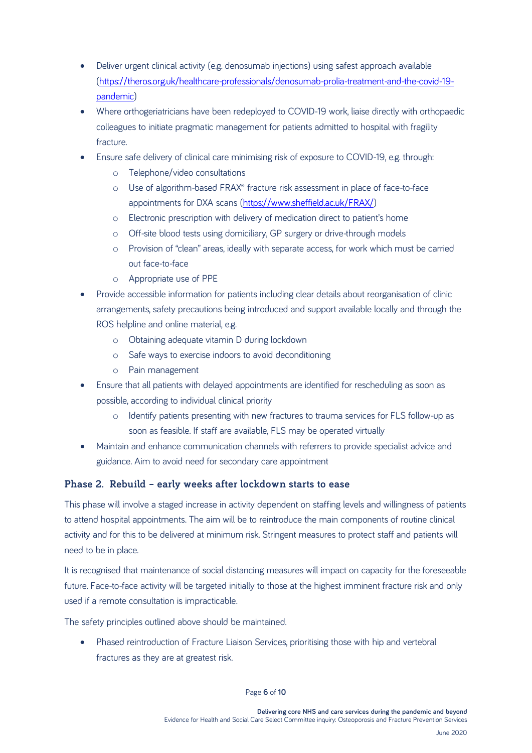- Deliver urgent clinical activity (e.g. denosumab injections) using safest approach available (https://theros.org.uk/healthcare-professionals/denosumab-prolia-treatment-and-the-covid-19-pandemic)
- Where orthogeriatricians have been redeployed to COVID-19 work, liaise directly with orthopaedic colleagues to initiate pragmatic management for patients admitted to hospital with fragility fracture.
- Ensure safe delivery of clinical care minimising risk of exposure to COVID-19, e.g. through:
    - Telephone/video consultations
    - Use of algorithm-based FRAX® fracture risk assessment in place of face-to-face appointments for DXA scans (https://www.sheffield.ac.uk/FRAX/)
    - Electronic prescription with delivery of medication direct to patient's home
    - Off-site blood tests using domiciliary, GP surgery or drive-through models
    - Provision of "clean" areas, ideally with separate access, for work which must be carried out face-to-face
    - Appropriate use of PPE
- Provide accessible information for patients including clear details about reorganisation of clinic arrangements, safety precautions being introduced and support available locally and through the ROS helpline and online material, e.g.
    - Obtaining adequate vitamin D during lockdown
    - Safe ways to exercise indoors to avoid deconditioning
    - Pain management
- Ensure that all patients with delayed appointments are identified for rescheduling as soon as possible, according to individual clinical priority
    - Identify patients presenting with new fractures to trauma services for FLS follow-up as soon as feasible. If staff are available, FLS may be operated virtually
- Maintain and enhance communication channels with referrers to provide specialist advice and guidance. Aim to avoid need for secondary care appointment

## Phase 2. Rebuild – early weeks after lockdown starts to ease

This phase will involve a staged increase in activity dependent on staffing levels and willingness of patients to attend hospital appointments. The aim will be to reintroduce the main components of routine clinical activity and for this to be delivered at minimum risk. Stringent measures to protect staff and patients will need to be in place.

It is recognised that maintenance of social distancing measures will impact on capacity for the foreseeable future. Face-to-face activity will be targeted initially to those at the highest imminent fracture risk and only used if a remote consultation is impracticable.

The safety principles outlined above should be maintained.

- Phased reintroduction of Fracture Liaison Services, prioritising those with hip and vertebral fractures as they are at greatest risk.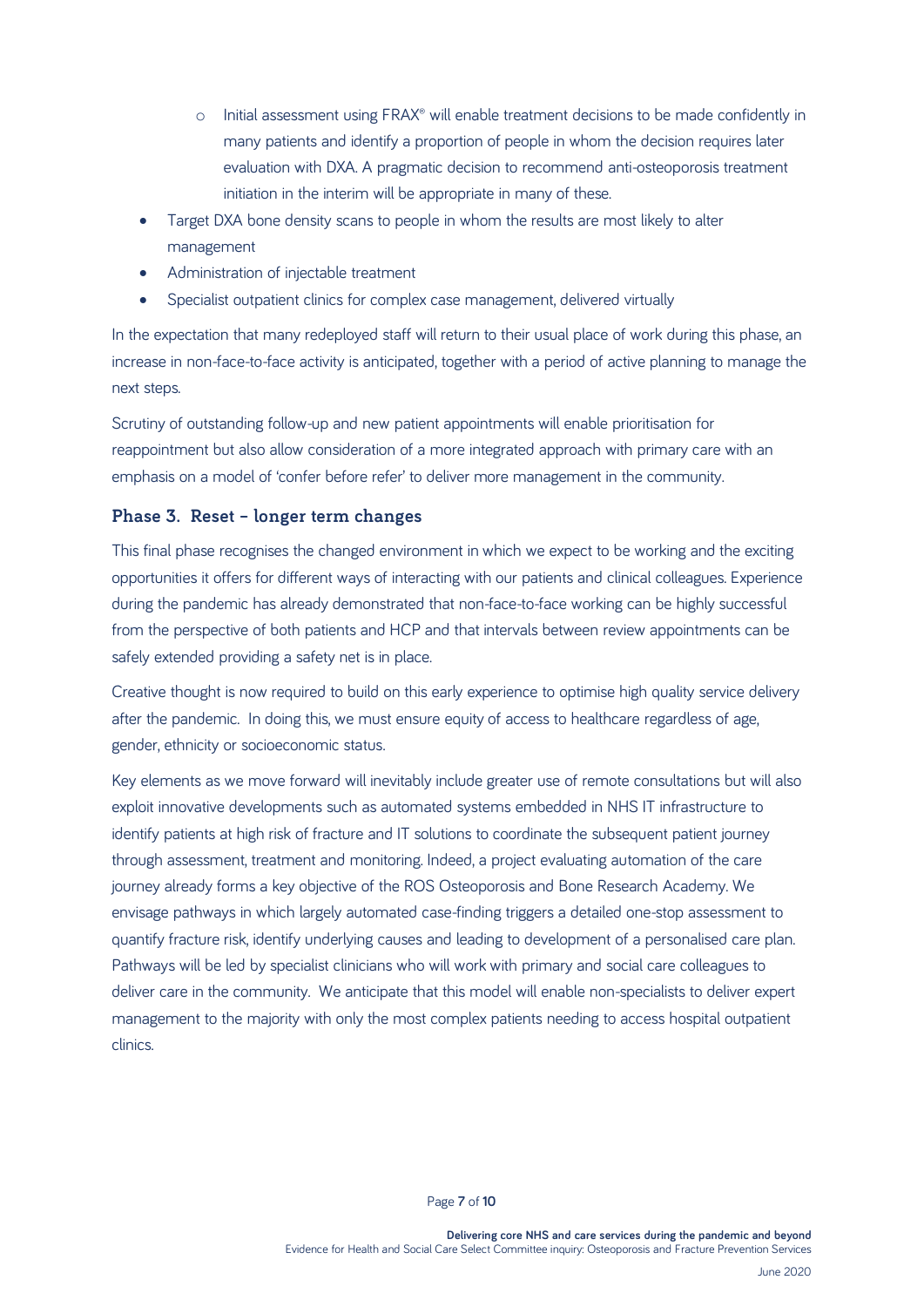- Initial assessment using FRAX® will enable treatment decisions to be made confidently in many patients and identify a proportion of people in whom the decision requires later evaluation with DXA. A pragmatic decision to recommend anti-osteoporosis treatment initiation in the interim will be appropriate in many of these.
- Target DXA bone density scans to people in whom the results are most likely to alter management
- Administration of injectable treatment
- Specialist outpatient clinics for complex case management, delivered virtually

In the expectation that many redeployed staff will return to their usual place of work during this phase, an increase in non-face-to-face activity is anticipated, together with a period of active planning to manage the next steps.

Scrutiny of outstanding follow-up and new patient appointments will enable prioritisation for reappointment but also allow consideration of a more integrated approach with primary care with an emphasis on a model of 'confer before refer' to deliver more management in the community.

### Phase 3. Reset – longer term changes

This final phase recognises the changed environment in which we expect to be working and the exciting opportunities it offers for different ways of interacting with our patients and clinical colleagues. Experience during the pandemic has already demonstrated that non-face-to-face working can be highly successful from the perspective of both patients and HCP and that intervals between review appointments can be safely extended providing a safety net is in place.

Creative thought is now required to build on this early experience to optimise high quality service delivery after the pandemic. In doing this, we must ensure equity of access to healthcare regardless of age, gender, ethnicity or socioeconomic status.

Key elements as we move forward will inevitably include greater use of remote consultations but will also exploit innovative developments such as automated systems embedded in NHS IT infrastructure to identify patients at high risk of fracture and IT solutions to coordinate the subsequent patient journey through assessment, treatment and monitoring. Indeed, a project evaluating automation of the care journey already forms a key objective of the ROS Osteoporosis and Bone Research Academy. We envisage pathways in which largely automated case-finding triggers a detailed one-stop assessment to quantify fracture risk, identify underlying causes and leading to development of a personalised care plan. Pathways will be led by specialist clinicians who will work with primary and social care colleagues to deliver care in the community. We anticipate that this model will enable non-specialists to deliver expert management to the majority with only the most complex patients needing to access hospital outpatient clinics.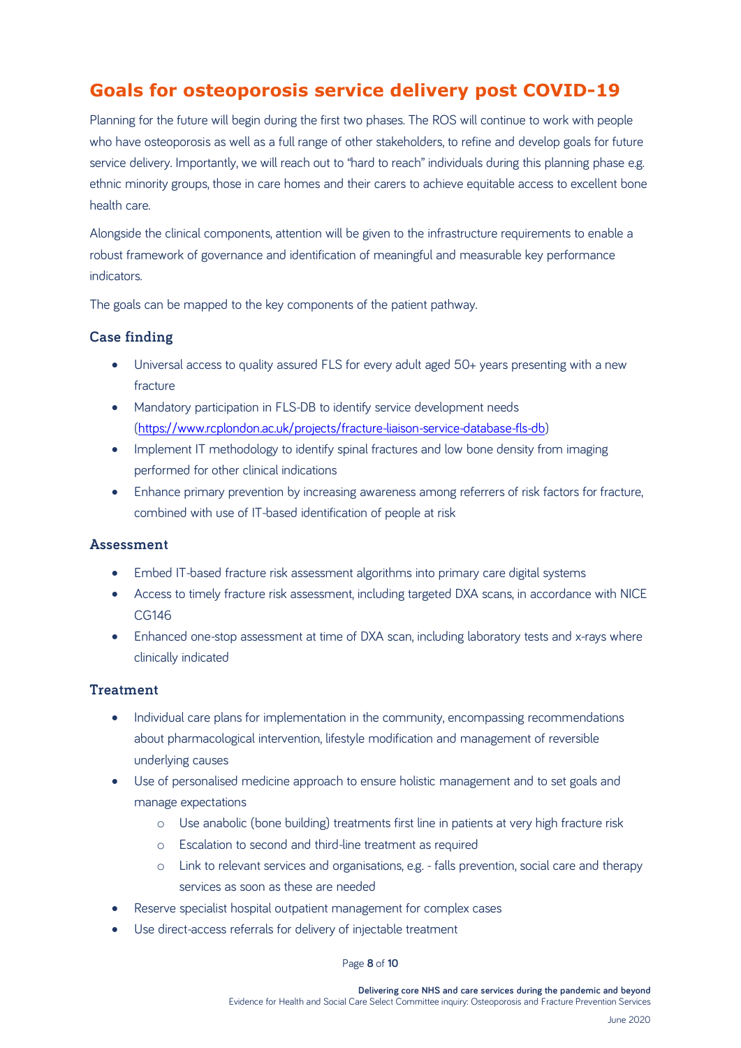## Goals for osteoporosis service delivery post COVID-19

Planning for the future will begin during the first two phases. The ROS will continue to work with people who have osteoporosis as well as a full range of other stakeholders, to refine and develop goals for future service delivery. Importantly, we will reach out to "hard to reach" individuals during this planning phase e.g. ethnic minority groups, those in care homes and their carers to achieve equitable access to excellent bone health care.

Alongside the clinical components, attention will be given to the infrastructure requirements to enable a robust framework of governance and identification of meaningful and measurable key performance indicators.

The goals can be mapped to the key components of the patient pathway.

### Case finding

- Universal access to quality assured FLS for every adult aged 50+ years presenting with a new fracture
- Mandatory participation in FLS-DB to identify service development needs (https://www.rcplondon.ac.uk/projects/fracture-liaison-service-database-fls-db)
- Implement IT methodology to identify spinal fractures and low bone density from imaging performed for other clinical indications
- Enhance primary prevention by increasing awareness among referrers of risk factors for fracture, combined with use of IT-based identification of people at risk

### Assessment

- Embed IT-based fracture risk assessment algorithms into primary care digital systems
- Access to timely fracture risk assessment, including targeted DXA scans, in accordance with NICE CG146
- Enhanced one-stop assessment at time of DXA scan, including laboratory tests and x-rays where clinically indicated

### Treatment

- Individual care plans for implementation in the community, encompassing recommendations about pharmacological intervention, lifestyle modification and management of reversible underlying causes
- Use of personalised medicine approach to ensure holistic management and to set goals and manage expectations
  - Use anabolic (bone building) treatments first line in patients at very high fracture risk
  - Escalation to second and third-line treatment as required
  - Link to relevant services and organisations, e.g. - falls prevention, social care and therapy services as soon as these are needed
- Reserve specialist hospital outpatient management for complex cases
- Use direct-access referrals for delivery of injectable treatment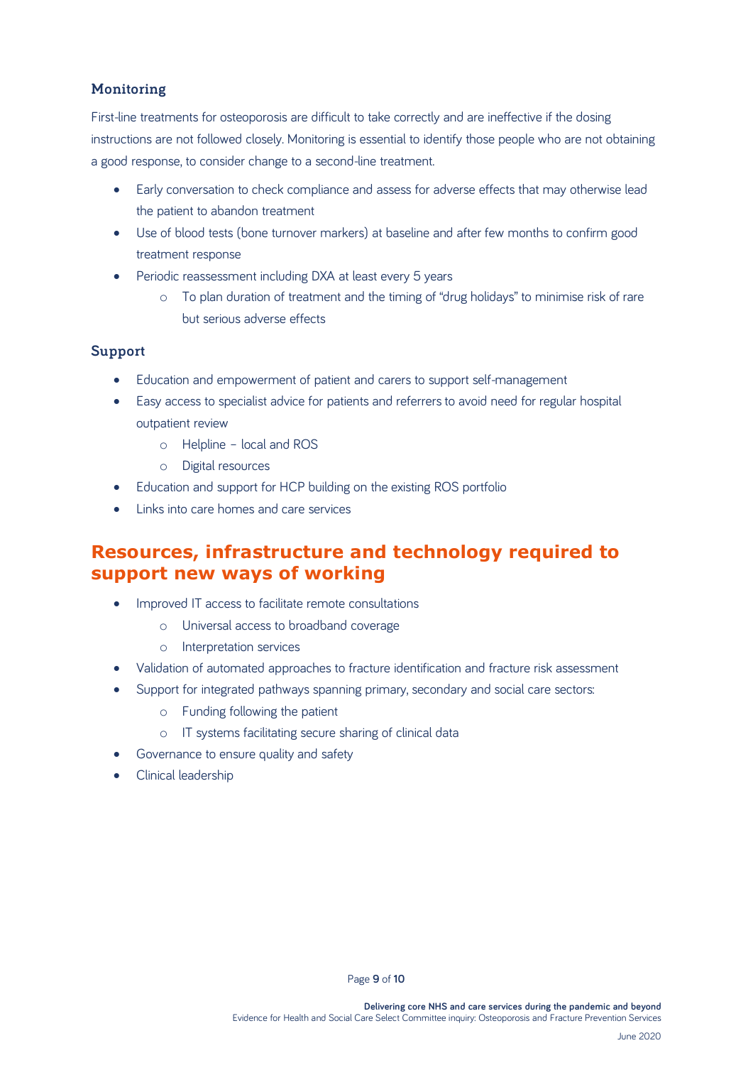### Monitoring

First-line treatments for osteoporosis are difficult to take correctly and are ineffective if the dosing instructions are not followed closely. Monitoring is essential to identify those people who are not obtaining a good response, to consider change to a second-line treatment.

- Early conversation to check compliance and assess for adverse effects that may otherwise lead the patient to abandon treatment
- Use of blood tests (bone turnover markers) at baseline and after few months to confirm good treatment response
- Periodic reassessment including DXA at least every 5 years
  - To plan duration of treatment and the timing of "drug holidays" to minimise risk of rare but serious adverse effects

### Support

- Education and empowerment of patient and carers to support self-management
- Easy access to specialist advice for patients and referrers to avoid need for regular hospital outpatient review
  - Helpline – local and ROS
  - Digital resources
- Education and support for HCP building on the existing ROS portfolio
- Links into care homes and care services

## Resources, infrastructure and technology required to support new ways of working

- Improved IT access to facilitate remote consultations
  - Universal access to broadband coverage
  - Interpretation services
- Validation of automated approaches to fracture identification and fracture risk assessment
- Support for integrated pathways spanning primary, secondary and social care sectors:
  - Funding following the patient
  - IT systems facilitating secure sharing of clinical data
- Governance to ensure quality and safety
- Clinical leadership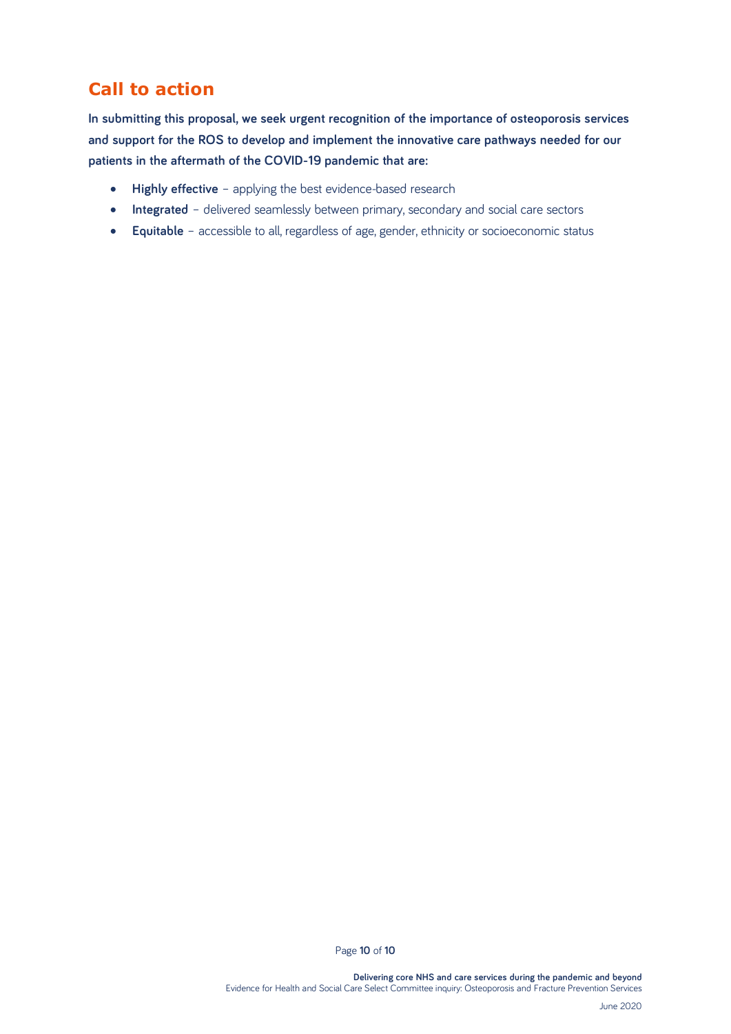## Call to action

**In submitting this proposal, we seek urgent recognition of the importance of osteoporosis services and support for the ROS to develop and implement the innovative care pathways needed for our patients in the aftermath of the COVID-19 pandemic that are:**

- **Highly effective** – applying the best evidence-based research
- **Integrated** – delivered seamlessly between primary, secondary and social care sectors
- **Equitable** – accessible to all, regardless of age, gender, ethnicity or socioeconomic status